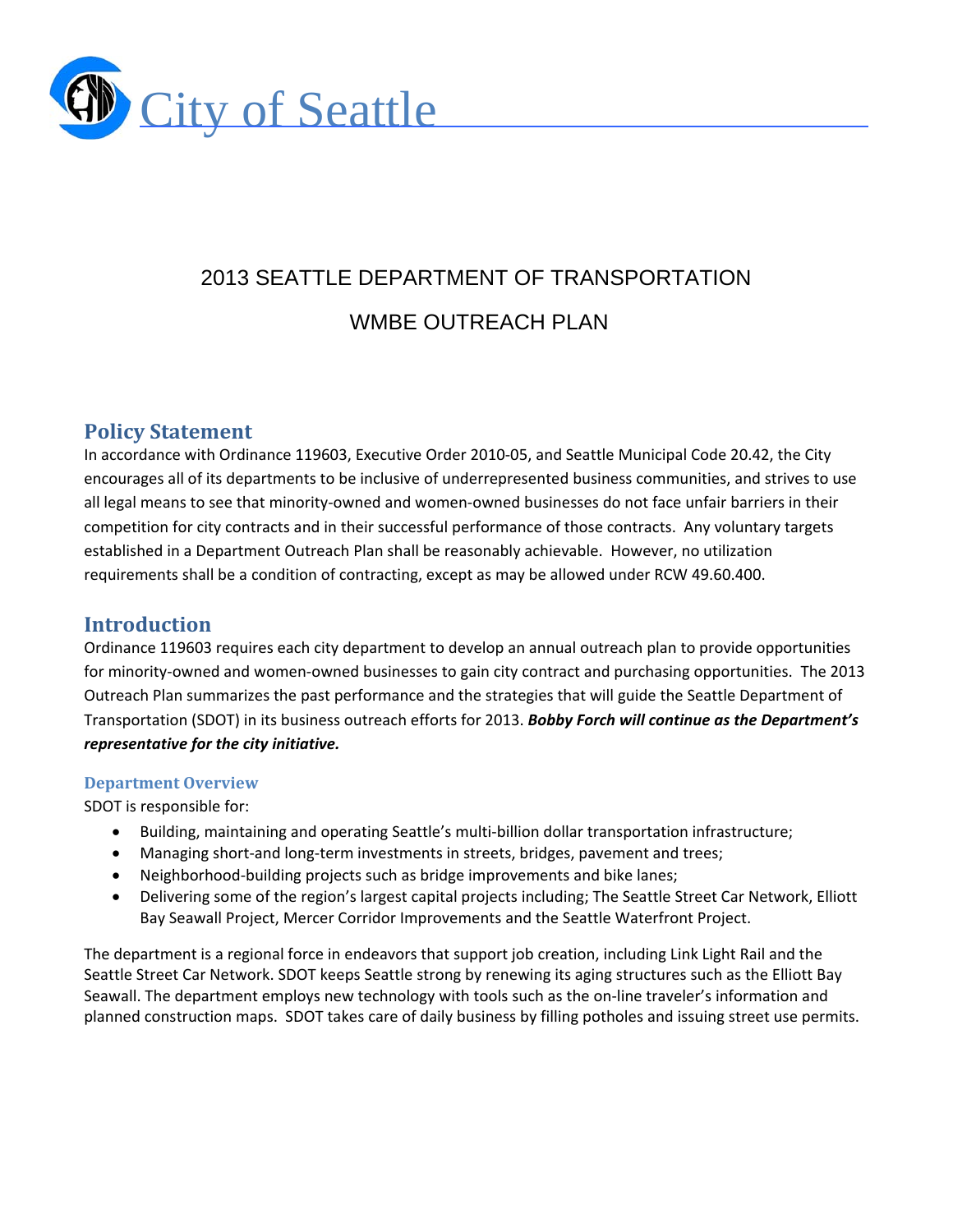City of Seattle

# 2013 SEATTLE DEPARTMENT OF TRANSPORTATION

# WMBE OUTREACH PLAN

## Policy Statement

In accordance with Ordinance 119603, Executive Order 2010-05, and Seattle Municipal Code 20.42, the City encourages all of its departments to be inclusive of underrepresented business communities, and strives to use all legal means to see that minority-owned and women-owned businesses do not face unfair barriers in their competition for city contracts and in their successful performance of those contracts. Any voluntary targets established in a Department Outreach Plan shall be reasonably achievable. However, no utilization requirements shall be a condition of contracting, except as may be allowed under RCW 49.60.400.

## Introduction

Ordinance 119603 requires each city department to develop an annual outreach plan to provide opportunities for minority-owned and women-owned businesses to gain city contract and purchasing opportunities. The 2013 Outreach Plan summarizes the past performance and the strategies that will guide the Seattle Department of Transportation (SDOT) in its business outreach efforts for 2013. ***Bobby Forch will continue as the Department's representative for the city initiative.***

### Department Overview

SDOT is responsible for:

- Building, maintaining and operating Seattle's multi-billion dollar transportation infrastructure;
- Managing short-and long-term investments in streets, bridges, pavement and trees;
- Neighborhood-building projects such as bridge improvements and bike lanes;
- Delivering some of the region's largest capital projects including; The Seattle Street Car Network, Elliott Bay Seawall Project, Mercer Corridor Improvements and the Seattle Waterfront Project.

The department is a regional force in endeavors that support job creation, including Link Light Rail and the Seattle Street Car Network. SDOT keeps Seattle strong by renewing its aging structures such as the Elliott Bay Seawall. The department employs new technology with tools such as the on-line traveler's information and planned construction maps. SDOT takes care of daily business by filling potholes and issuing street use permits.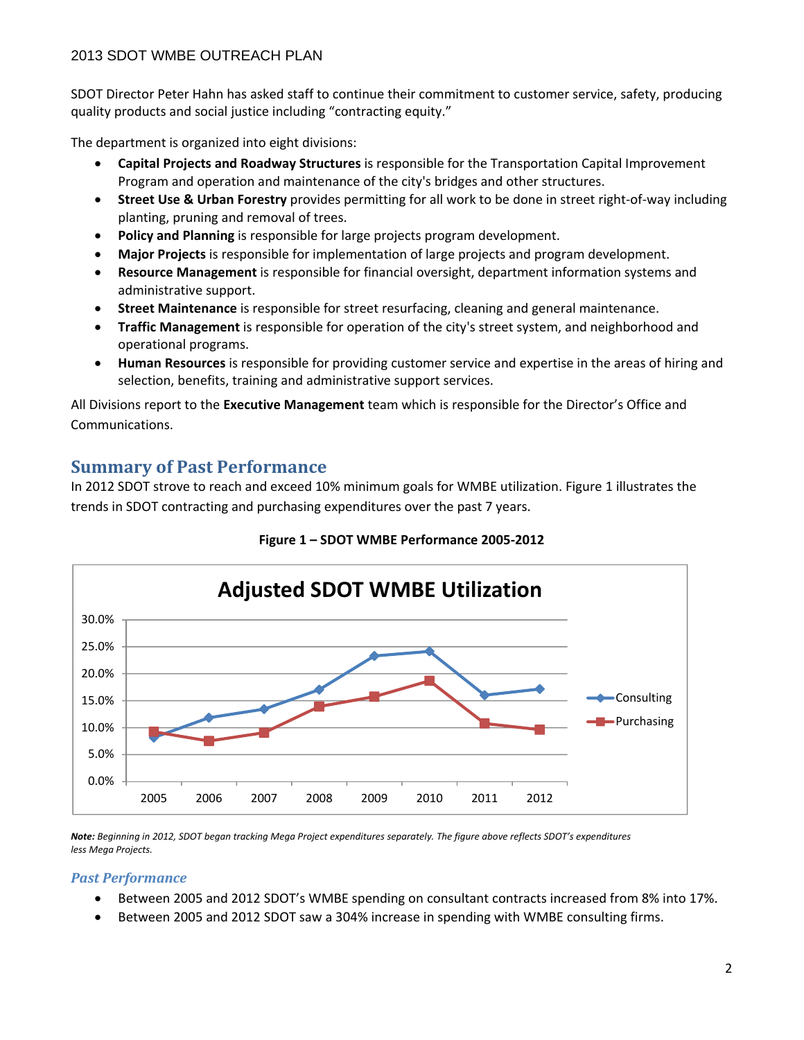SDOT Director Peter Hahn has asked staff to continue their commitment to customer service, safety, producing quality products and social justice including "contracting equity."

The department is organized into eight divisions:

- **Capital Projects and Roadway Structures** is responsible for the Transportation Capital Improvement Program and operation and maintenance of the city's bridges and other structures.
- **Street Use & Urban Forestry** provides permitting for all work to be done in street right-of-way including planting, pruning and removal of trees.
- **Policy and Planning** is responsible for large projects program development.
- **Major Projects** is responsible for implementation of large projects and program development.
- **Resource Management** is responsible for financial oversight, department information systems and administrative support.
- **Street Maintenance** is responsible for street resurfacing, cleaning and general maintenance.
- **Traffic Management** is responsible for operation of the city's street system, and neighborhood and operational programs.
- **Human Resources** is responsible for providing customer service and expertise in the areas of hiring and selection, benefits, training and administrative support services.

All Divisions report to the **Executive Management** team which is responsible for the Director's Office and Communications.

## Summary of Past Performance

In 2012 SDOT strove to reach and exceed 10% minimum goals for WMBE utilization. Figure 1 illustrates the trends in SDOT contracting and purchasing expenditures over the past 7 years.

**Figure 1 – SDOT WMBE Performance 2005-2012**

*Note:* *Beginning in 2012, SDOT began tracking Mega Project expenditures separately. The figure above reflects SDOT's expenditures less Mega Projects.*

### *Past Performance*

- Between 2005 and 2012 SDOT's WMBE spending on consultant contracts increased from 8% into 17%.
- Between 2005 and 2012 SDOT saw a 304% increase in spending with WMBE consulting firms.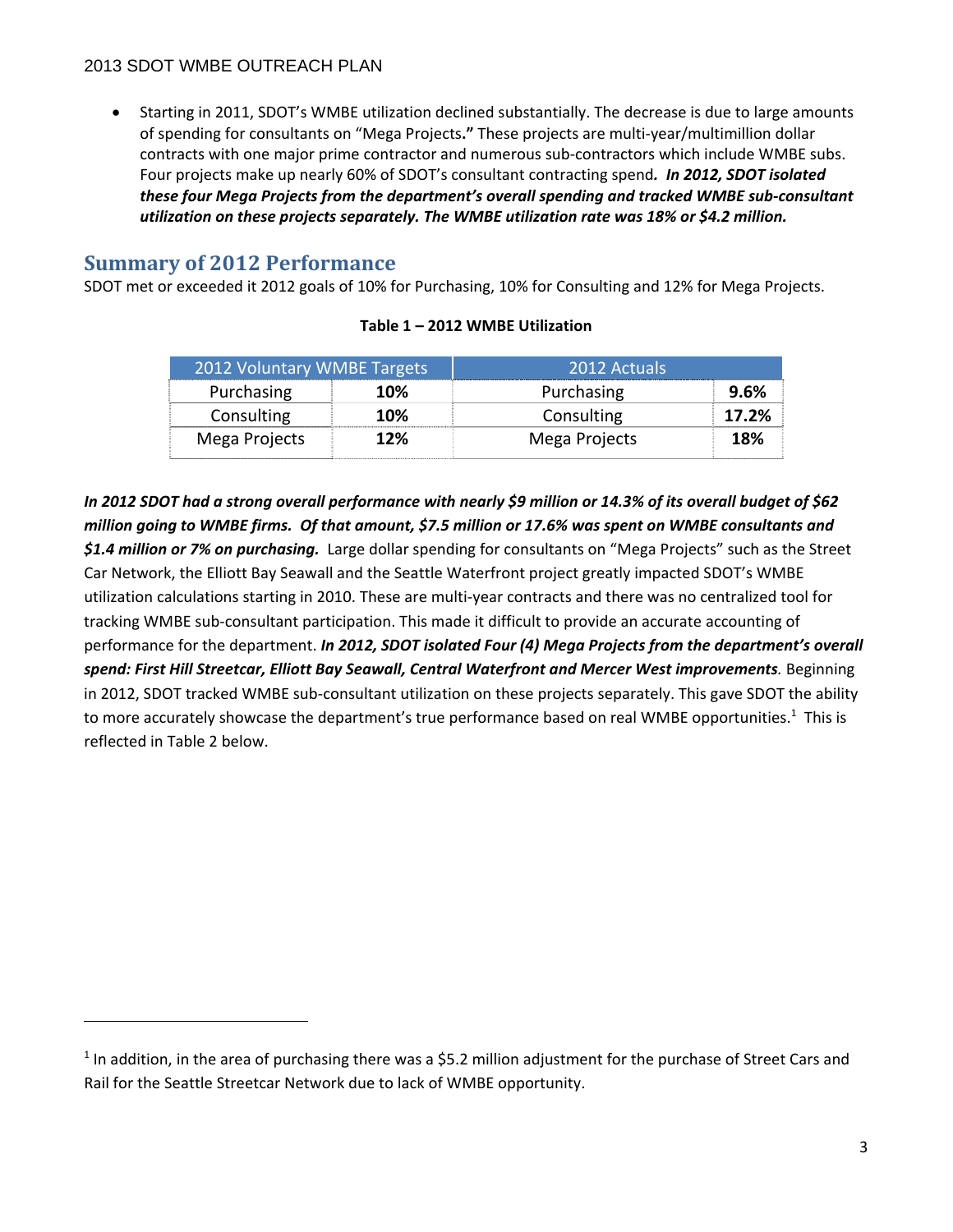- Starting in 2011, SDOT's WMBE utilization declined substantially. The decrease is due to large amounts of spending for consultants on "Mega Projects**."** These projects are multi-year/multimillion dollar contracts with one major prime contractor and numerous sub-contractors which include WMBE subs. Four projects make up nearly 60% of SDOT's consultant contracting spend***. In 2012, SDOT isolated these four Mega Projects from the department's overall spending and tracked WMBE sub-consultant utilization on these projects separately. The WMBE utilization rate was 18% or $4.2 million.***

## Summary of 2012 Performance

SDOT met or exceeded it 2012 goals of 10% for Purchasing, 10% for Consulting and 12% for Mega Projects.

**Table 1 – 2012 WMBE Utilization**

| 2012 Voluntary WMBE Targets | | 2012 Actuals | |
|---|---|---|---|
| Purchasing | **10%** | Purchasing | **9.6%** |
| Consulting | **10%** | Consulting | **17.2%** |
| Mega Projects | **12%** | Mega Projects | **18%** |

***In 2012 SDOT had a strong overall performance with nearly $9 million or 14.3% of its overall budget of $62 million going to WMBE firms. Of that amount, $7.5 million or 17.6% was spent on WMBE consultants and $1.4 million or 7% on purchasing.*** Large dollar spending for consultants on "Mega Projects" such as the Street Car Network, the Elliott Bay Seawall and the Seattle Waterfront project greatly impacted SDOT's WMBE utilization calculations starting in 2010. These are multi-year contracts and there was no centralized tool for tracking WMBE sub-consultant participation. This made it difficult to provide an accurate accounting of performance for the department. ***In 2012, SDOT isolated Four (4) Mega Projects from the department's overall spend: First Hill Streetcar, Elliott Bay Seawall, Central Waterfront and Mercer West improvements.*** Beginning in 2012, SDOT tracked WMBE sub-consultant utilization on these projects separately. This gave SDOT the ability to more accurately showcase the department's true performance based on real WMBE opportunities.[1] This is reflected in Table 2 below.

[1] In addition, in the area of purchasing there was a $5.2 million adjustment for the purchase of Street Cars and Rail for the Seattle Streetcar Network due to lack of WMBE opportunity.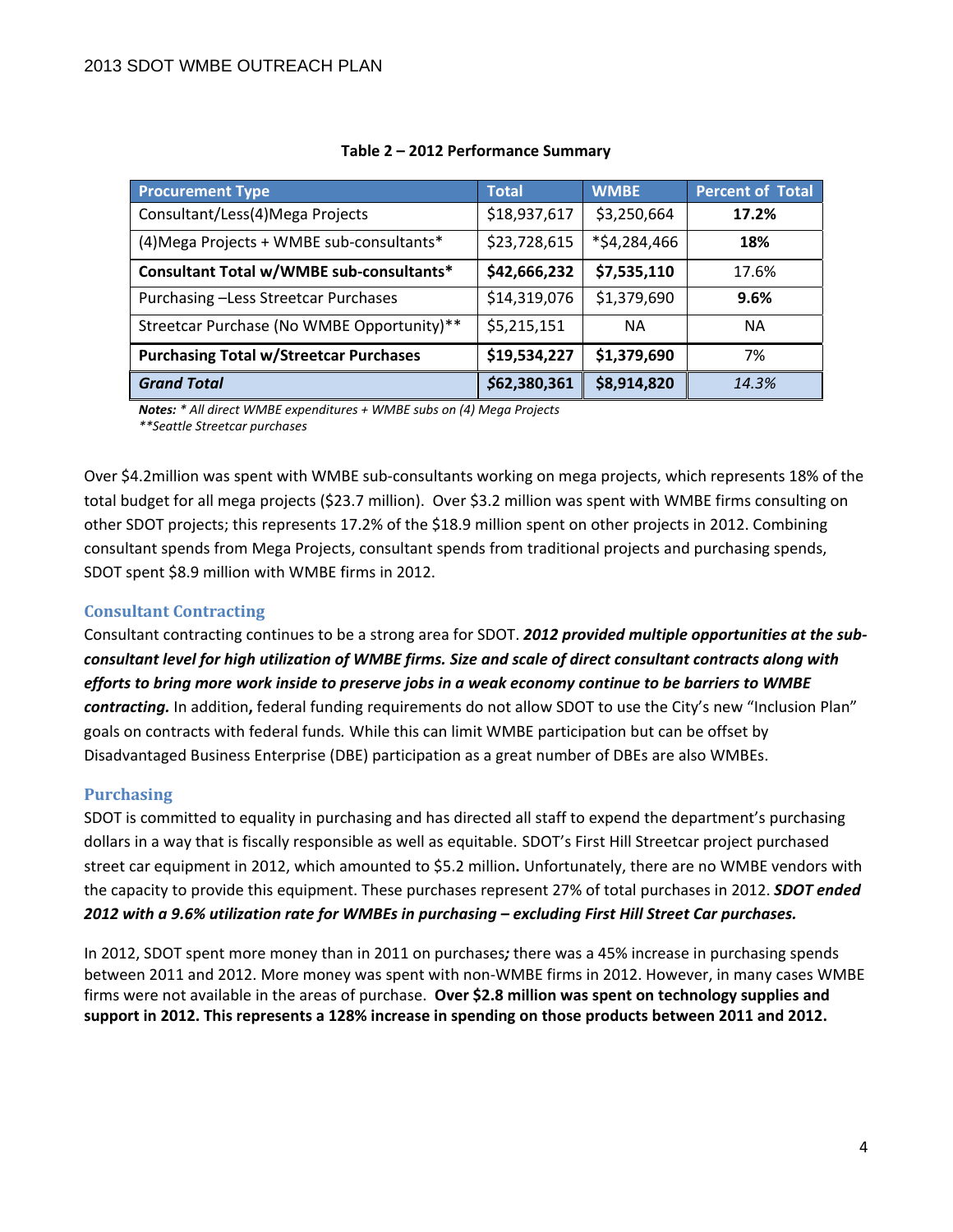**Table 2 – 2012 Performance Summary**

| Procurement Type | Total | WMBE | Percent of Total |
|---|---|---|---|
| Consultant/Less(4)Mega Projects | $18,937,617 | $3,250,664 | **17.2%** |
| (4)Mega Projects + WMBE sub-consultants* | $23,728,615 | *$4,284,466 | **18%** |
| **Consultant Total w/WMBE sub-consultants*** | **$42,666,232** | **$7,535,110** | 17.6% |
| Purchasing –Less Streetcar Purchases | $14,319,076 | $1,379,690 | **9.6%** |
| Streetcar Purchase (No WMBE Opportunity)** | $5,215,151 | NA | NA |
| **Purchasing Total w/Streetcar Purchases** | **$19,534,227** | **$1,379,690** | 7% |
| ***Grand Total*** | ***$62,380,361*** | **$8,914,820** | *14.3%* |

***Notes:*** *\* All direct WMBE expenditures + WMBE subs on (4) Mega Projects*
*\*\*Seattle Streetcar purchases*

Over $4.2million was spent with WMBE sub-consultants working on mega projects, which represents 18% of the total budget for all mega projects ($23.7 million). Over $3.2 million was spent with WMBE firms consulting on other SDOT projects; this represents 17.2% of the $18.9 million spent on other projects in 2012. Combining consultant spends from Mega Projects, consultant spends from traditional projects and purchasing spends, SDOT spent $8.9 million with WMBE firms in 2012.

### Consultant Contracting

Consultant contracting continues to be a strong area for SDOT. ***2012 provided multiple opportunities at the sub-consultant level for high utilization of WMBE firms. Size and scale of direct consultant contracts along with efforts to bring more work inside to preserve jobs in a weak economy continue to be barriers to WMBE contracting.*** In addition**,** federal funding requirements do not allow SDOT to use the City's new "Inclusion Plan" goals on contracts with federal funds*.* While this can limit WMBE participation but can be offset by Disadvantaged Business Enterprise (DBE) participation as a great number of DBEs are also WMBEs.

### Purchasing

SDOT is committed to equality in purchasing and has directed all staff to expend the department's purchasing dollars in a way that is fiscally responsible as well as equitable. SDOT's First Hill Streetcar project purchased street car equipment in 2012, which amounted to $5.2 million**.** Unfortunately, there are no WMBE vendors with the capacity to provide this equipment. These purchases represent 27% of total purchases in 2012. ***SDOT ended 2012 with a 9.6% utilization rate for WMBEs in purchasing – excluding First Hill Street Car purchases.***

In 2012, SDOT spent more money than in 2011 on purchases***;*** there was a 45% increase in purchasing spends between 2011 and 2012. More money was spent with non-WMBE firms in 2012. However, in many cases WMBE firms were not available in the areas of purchase. **Over $2.8 million was spent on technology supplies and support in 2012. This represents a 128% increase in spending on those products between 2011 and 2012.**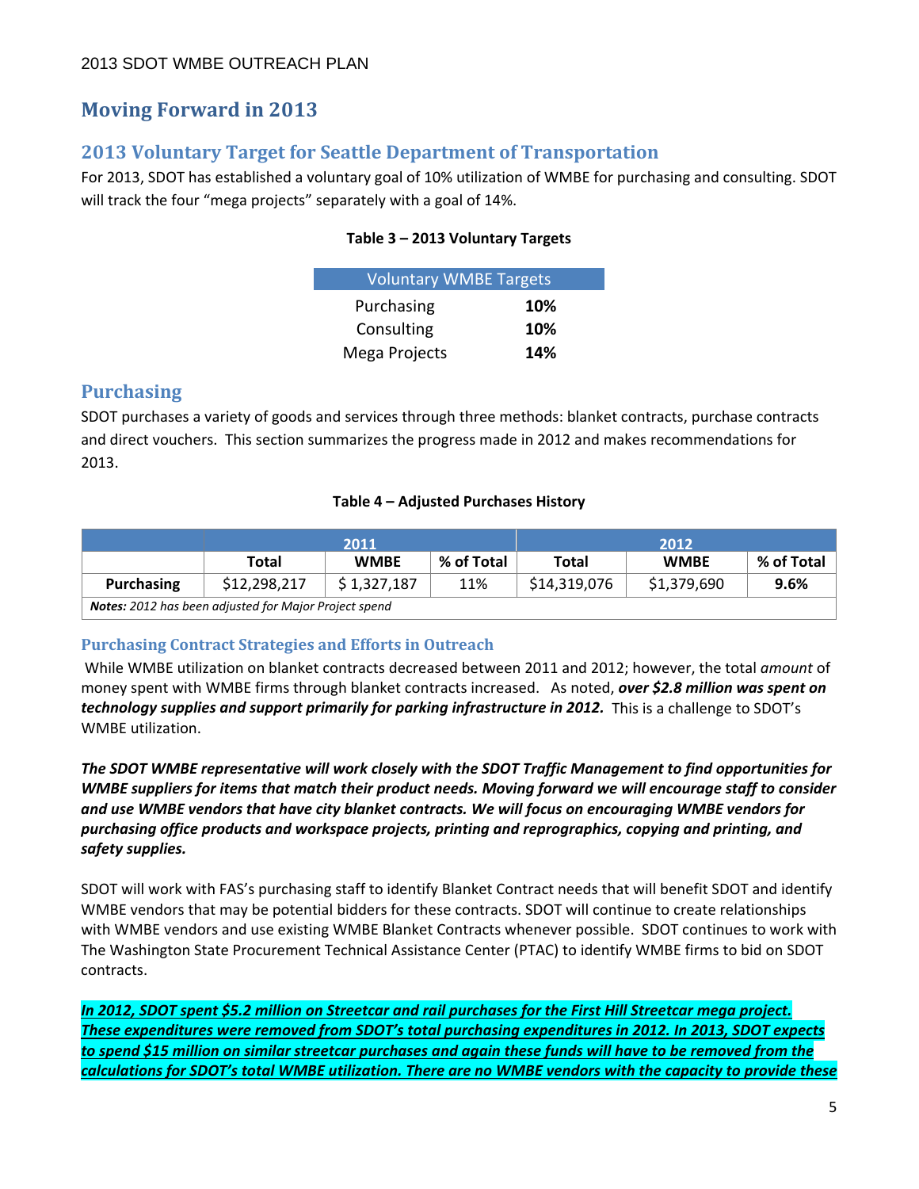# Moving Forward in 2013

## 2013 Voluntary Target for Seattle Department of Transportation

For 2013, SDOT has established a voluntary goal of 10% utilization of WMBE for purchasing and consulting. SDOT will track the four "mega projects" separately with a goal of 14%.

**Table 3 – 2013 Voluntary Targets**

| Voluntary WMBE Targets | |
|---|---|
| Purchasing | **10%** |
| Consulting | **10%** |
| Mega Projects | **14%** |

## Purchasing

SDOT purchases a variety of goods and services through three methods: blanket contracts, purchase contracts and direct vouchers. This section summarizes the progress made in 2012 and makes recommendations for 2013.

**Table 4 – Adjusted Purchases History**

| | 2011 | | | 2012 | | |
|---|---|---|---|---|---|---|
| | **Total** | **WMBE** | **% of Total** | **Total** | **WMBE** | **% of Total** |
| **Purchasing** | $12,298,217 | $ 1,327,187 | 11% | $14,319,076 | $1,379,690 | **9.6%** |
| ***Notes:*** *2012 has been adjusted for Major Project spend* | | | | | | |

### Purchasing Contract Strategies and Efforts in Outreach

While WMBE utilization on blanket contracts decreased between 2011 and 2012; however, the total *amount* of money spent with WMBE firms through blanket contracts increased. As noted, ***over $2.8 million was spent on technology supplies and support primarily for parking infrastructure in 2012.*** This is a challenge to SDOT's WMBE utilization.

***The SDOT WMBE representative will work closely with the SDOT Traffic Management to find opportunities for WMBE suppliers for items that match their product needs. Moving forward we will encourage staff to consider and use WMBE vendors that have city blanket contracts. We will focus on encouraging WMBE vendors for purchasing office products and workspace projects, printing and reprographics, copying and printing, and safety supplies.***

SDOT will work with FAS's purchasing staff to identify Blanket Contract needs that will benefit SDOT and identify WMBE vendors that may be potential bidders for these contracts. SDOT will continue to create relationships with WMBE vendors and use existing WMBE Blanket Contracts whenever possible. SDOT continues to work with The Washington State Procurement Technical Assistance Center (PTAC) to identify WMBE firms to bid on SDOT contracts.

***In 2012, SDOT spent $5.2 million on Streetcar and rail purchases for the First Hill Streetcar mega project. These expenditures were removed from SDOT's total purchasing expenditures in 2012. In 2013, SDOT expects to spend $15 million on similar streetcar purchases and again these funds will have to be removed from the calculations for SDOT's total WMBE utilization. There are no WMBE vendors with the capacity to provide these***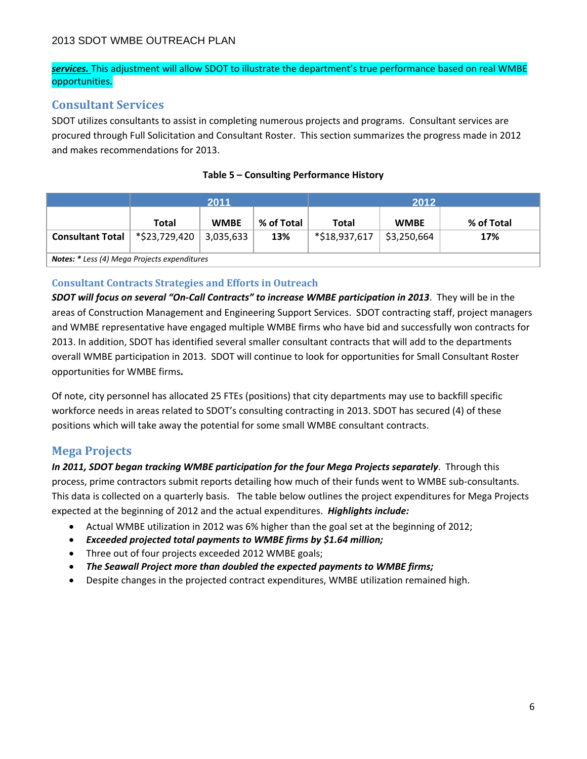***services.*** This adjustment will allow SDOT to illustrate the department's true performance based on real WMBE opportunities.

## Consultant Services

SDOT utilizes consultants to assist in completing numerous projects and programs. Consultant services are procured through Full Solicitation and Consultant Roster. This section summarizes the progress made in 2012 and makes recommendations for 2013.

**Table 5 – Consulting Performance History**

| | 2011 | | | 2012 | | |
|---|---|---|---|---|---|---|
| | **Total** | **WMBE** | **% of Total** | **Total** | **WMBE** | **% of Total** |
| **Consultant Total** | *$23,729,420 | 3,035,633 | **13%** | *$18,937,617 | $3,250,664 | **17%** |
| ***Notes:*** *\* Less (4) Mega Projects expenditures* | | | | | | |

### Consultant Contracts Strategies and Efforts in Outreach

***SDOT will focus on several "On-Call Contracts" to increase WMBE participation in 2013***. They will be in the areas of Construction Management and Engineering Support Services. SDOT contracting staff, project managers and WMBE representative have engaged multiple WMBE firms who have bid and successfully won contracts for 2013. In addition, SDOT has identified several smaller consultant contracts that will add to the departments overall WMBE participation in 2013. SDOT will continue to look for opportunities for Small Consultant Roster opportunities for WMBE firms**.**

Of note, city personnel has allocated 25 FTEs (positions) that city departments may use to backfill specific workforce needs in areas related to SDOT's consulting contracting in 2013. SDOT has secured (4) of these positions which will take away the potential for some small WMBE consultant contracts.

## Mega Projects

***In 2011, SDOT began tracking WMBE participation for the four Mega Projects separately***. Through this process, prime contractors submit reports detailing how much of their funds went to WMBE sub-consultants. This data is collected on a quarterly basis. The table below outlines the project expenditures for Mega Projects expected at the beginning of 2012 and the actual expenditures. ***Highlights include:***

- Actual WMBE utilization in 2012 was 6% higher than the goal set at the beginning of 2012;
- ***Exceeded projected total payments to WMBE firms by $1.64 million;***
- Three out of four projects exceeded 2012 WMBE goals;
- ***The Seawall Project more than doubled the expected payments to WMBE firms;***
- Despite changes in the projected contract expenditures, WMBE utilization remained high.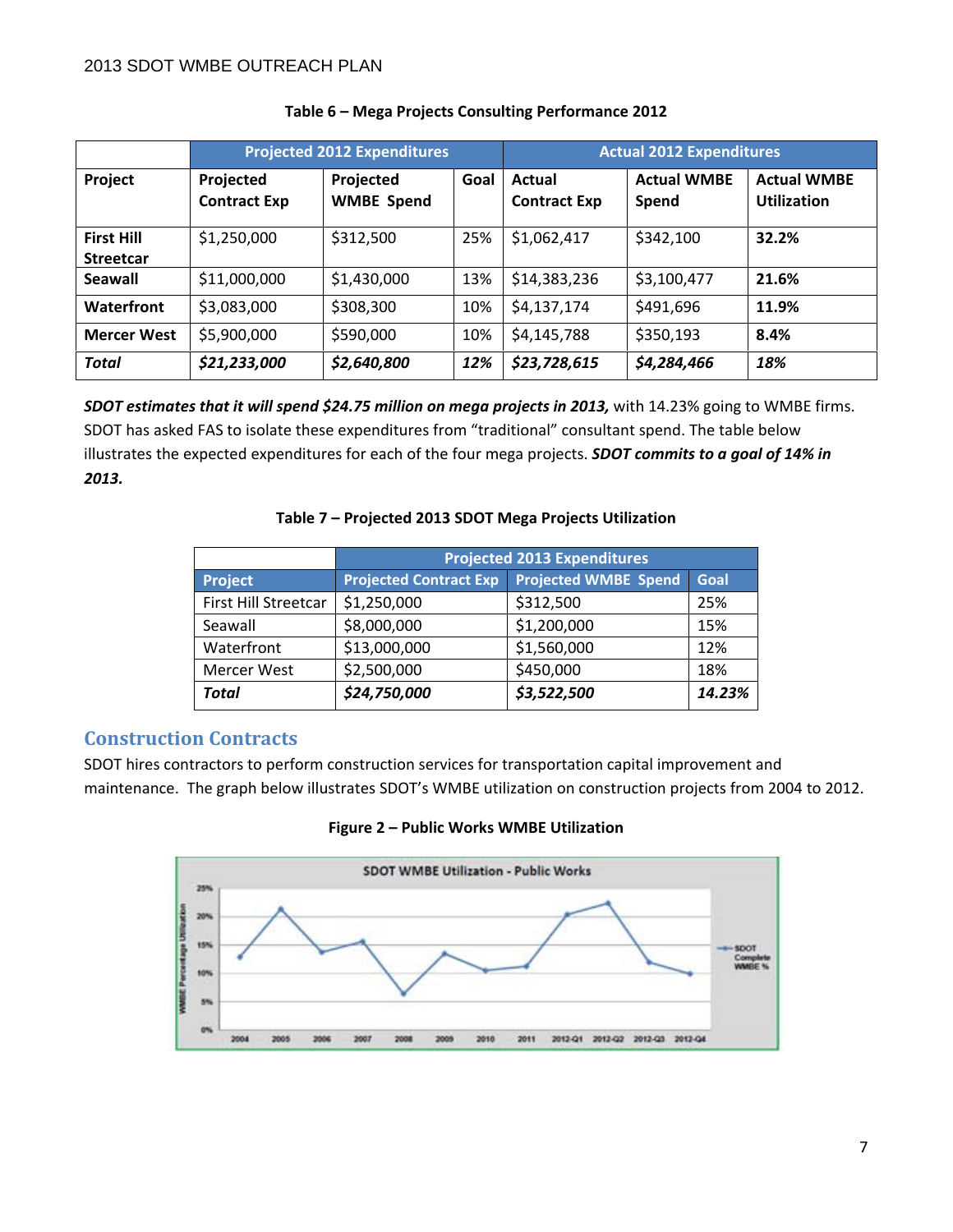**Table 6 – Mega Projects Consulting Performance 2012**

| | Projected 2012 Expenditures | | | Actual 2012 Expenditures | | |
|---|---|---|---|---|---|---|
| **Project** | **Projected Contract Exp** | **Projected WMBE Spend** | **Goal** | **Actual Contract Exp** | **Actual WMBE Spend** | **Actual WMBE Utilization** |
| **First Hill Streetcar** | $1,250,000 | $312,500 | 25% | $1,062,417 | $342,100 | **32.2%** |
| **Seawall** | $11,000,000 | $1,430,000 | 13% | $14,383,236 | $3,100,477 | **21.6%** |
| **Waterfront** | $3,083,000 | $308,300 | 10% | $4,137,174 | $491,696 | **11.9%** |
| **Mercer West** | $5,900,000 | $590,000 | 10% | $4,145,788 | $350,193 | **8.4%** |
| ***Total*** | ***$21,233,000*** | ***$2,640,800*** | ***12%*** | ***$23,728,615*** | ***$4,284,466*** | ***18%*** |

***SDOT estimates that it will spend $24.75 million on mega projects in 2013,*** with 14.23% going to WMBE firms. SDOT has asked FAS to isolate these expenditures from "traditional" consultant spend. The table below illustrates the expected expenditures for each of the four mega projects. ***SDOT commits to a goal of 14% in 2013.***

**Table 7 – Projected 2013 SDOT Mega Projects Utilization**

| | Projected 2013 Expenditures | | |
|---|---|---|---|
| **Project** | **Projected Contract Exp** | **Projected WMBE Spend** | **Goal** |
| First Hill Streetcar | $1,250,000 | $312,500 | 25% |
| Seawall | $8,000,000 | $1,200,000 | 15% |
| Waterfront | $13,000,000 | $1,560,000 | 12% |
| Mercer West | $2,500,000 | $450,000 | 18% |
| ***Total*** | ***$24,750,000*** | ***$3,522,500*** | ***14.23%*** |

## Construction Contracts

SDOT hires contractors to perform construction services for transportation capital improvement and maintenance. The graph below illustrates SDOT's WMBE utilization on construction projects from 2004 to 2012.

**Figure 2 – Public Works WMBE Utilization**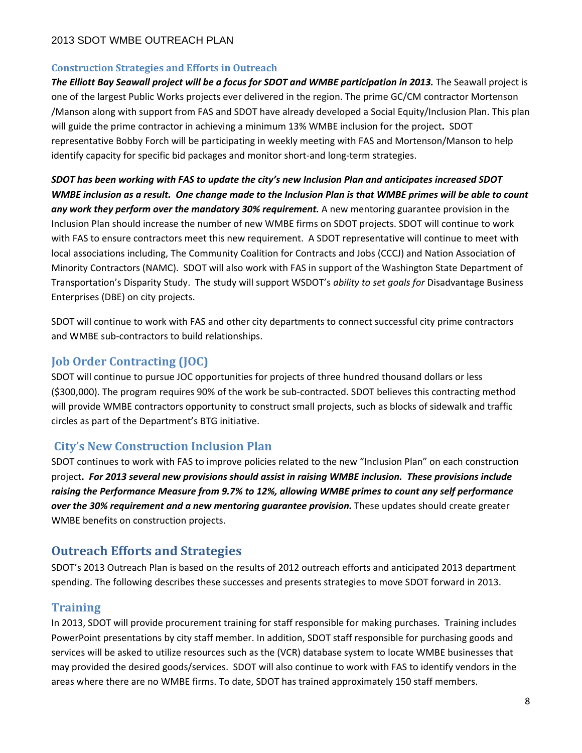### Construction Strategies and Efforts in Outreach

***The Elliott Bay Seawall project will be a focus for SDOT and WMBE participation in 2013.*** The Seawall project is one of the largest Public Works projects ever delivered in the region. The prime GC/CM contractor Mortenson /Manson along with support from FAS and SDOT have already developed a Social Equity/Inclusion Plan. This plan will guide the prime contractor in achieving a minimum 13% WMBE inclusion for the project**.** SDOT representative Bobby Forch will be participating in weekly meeting with FAS and Mortenson/Manson to help identify capacity for specific bid packages and monitor short-and long-term strategies.

***SDOT has been working with FAS to update the city's new Inclusion Plan and anticipates increased SDOT WMBE inclusion as a result. One change made to the Inclusion Plan is that WMBE primes will be able to count any work they perform over the mandatory 30% requirement.*** A new mentoring guarantee provision in the Inclusion Plan should increase the number of new WMBE firms on SDOT projects. SDOT will continue to work with FAS to ensure contractors meet this new requirement. A SDOT representative will continue to meet with local associations including, The Community Coalition for Contracts and Jobs (CCCJ) and Nation Association of Minority Contractors (NAMC). SDOT will also work with FAS in support of the Washington State Department of Transportation's Disparity Study. The study will support WSDOT's *ability to set goals for* Disadvantage Business Enterprises (DBE) on city projects.

SDOT will continue to work with FAS and other city departments to connect successful city prime contractors and WMBE sub-contractors to build relationships.

## Job Order Contracting (JOC)

SDOT will continue to pursue JOC opportunities for projects of three hundred thousand dollars or less ($300,000). The program requires 90% of the work be sub-contracted. SDOT believes this contracting method will provide WMBE contractors opportunity to construct small projects, such as blocks of sidewalk and traffic circles as part of the Department's BTG initiative.

## City's New Construction Inclusion Plan

SDOT continues to work with FAS to improve policies related to the new "Inclusion Plan" on each construction project**.** ***For 2013 several new provisions should assist in raising WMBE inclusion. These provisions include raising the Performance Measure from 9.7% to 12%, allowing WMBE primes to count any self performance over the 30% requirement and a new mentoring guarantee provision.*** These updates should create greater WMBE benefits on construction projects.

## Outreach Efforts and Strategies

SDOT's 2013 Outreach Plan is based on the results of 2012 outreach efforts and anticipated 2013 department spending. The following describes these successes and presents strategies to move SDOT forward in 2013.

## Training

In 2013, SDOT will provide procurement training for staff responsible for making purchases. Training includes PowerPoint presentations by city staff member. In addition, SDOT staff responsible for purchasing goods and services will be asked to utilize resources such as the (VCR) database system to locate WMBE businesses that may provided the desired goods/services. SDOT will also continue to work with FAS to identify vendors in the areas where there are no WMBE firms. To date, SDOT has trained approximately 150 staff members.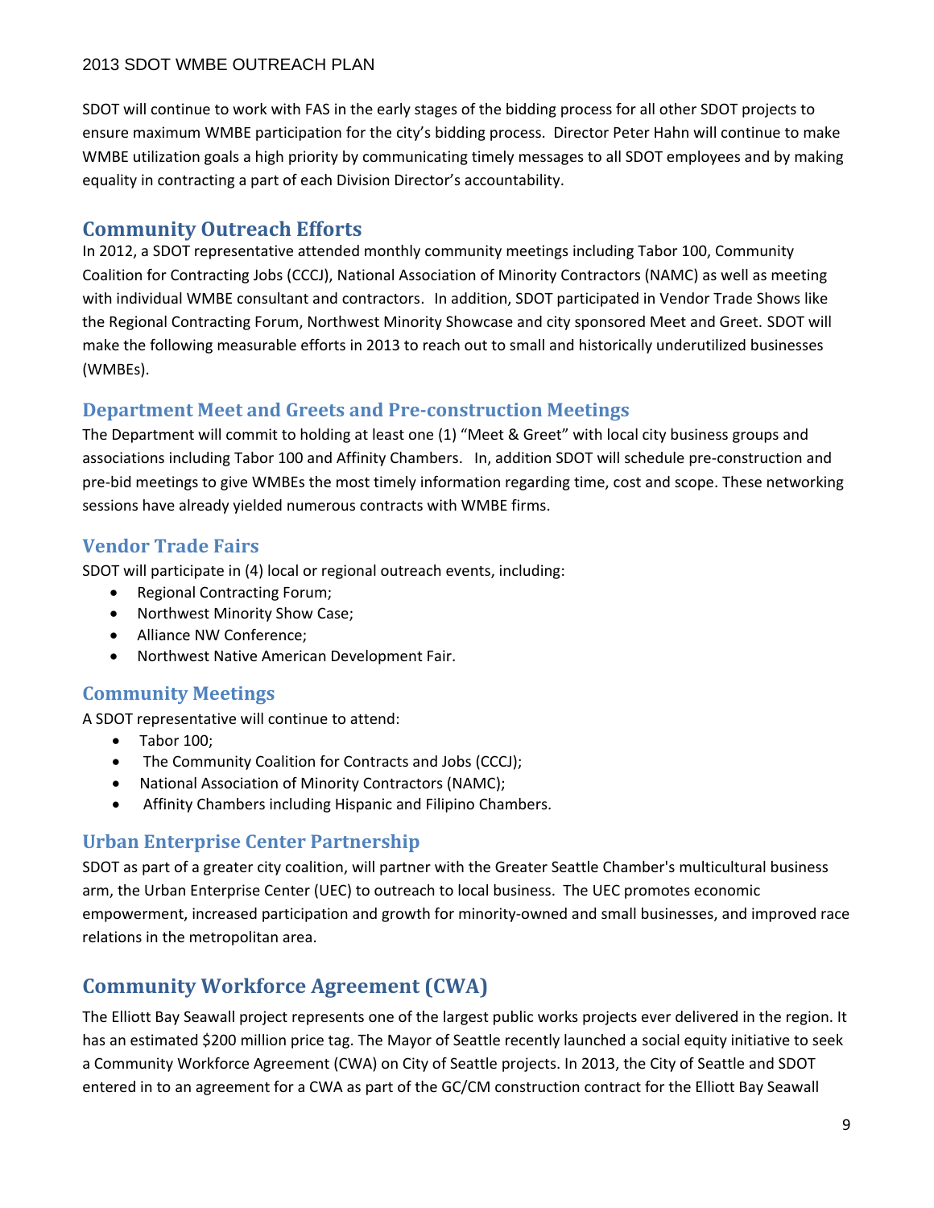SDOT will continue to work with FAS in the early stages of the bidding process for all other SDOT projects to ensure maximum WMBE participation for the city's bidding process. Director Peter Hahn will continue to make WMBE utilization goals a high priority by communicating timely messages to all SDOT employees and by making equality in contracting a part of each Division Director's accountability.

## Community Outreach Efforts

In 2012, a SDOT representative attended monthly community meetings including Tabor 100, Community Coalition for Contracting Jobs (CCCJ), National Association of Minority Contractors (NAMC) as well as meeting with individual WMBE consultant and contractors. In addition, SDOT participated in Vendor Trade Shows like the Regional Contracting Forum, Northwest Minority Showcase and city sponsored Meet and Greet. SDOT will make the following measurable efforts in 2013 to reach out to small and historically underutilized businesses (WMBEs).

### Department Meet and Greets and Pre-construction Meetings

The Department will commit to holding at least one (1) "Meet & Greet" with local city business groups and associations including Tabor 100 and Affinity Chambers. In, addition SDOT will schedule pre-construction and pre-bid meetings to give WMBEs the most timely information regarding time, cost and scope. These networking sessions have already yielded numerous contracts with WMBE firms.

### Vendor Trade Fairs

SDOT will participate in (4) local or regional outreach events, including:

- Regional Contracting Forum;
- Northwest Minority Show Case;
- Alliance NW Conference;
- Northwest Native American Development Fair.

### Community Meetings

A SDOT representative will continue to attend:

- Tabor 100;
- The Community Coalition for Contracts and Jobs (CCCJ);
- National Association of Minority Contractors (NAMC);
- Affinity Chambers including Hispanic and Filipino Chambers.

### Urban Enterprise Center Partnership

SDOT as part of a greater city coalition, will partner with the Greater Seattle Chamber's multicultural business arm, the Urban Enterprise Center (UEC) to outreach to local business. The UEC promotes economic empowerment, increased participation and growth for minority-owned and small businesses, and improved race relations in the metropolitan area.

## Community Workforce Agreement (CWA)

The Elliott Bay Seawall project represents one of the largest public works projects ever delivered in the region. It has an estimated $200 million price tag. The Mayor of Seattle recently launched a social equity initiative to seek a Community Workforce Agreement (CWA) on City of Seattle projects. In 2013, the City of Seattle and SDOT entered in to an agreement for a CWA as part of the GC/CM construction contract for the Elliott Bay Seawall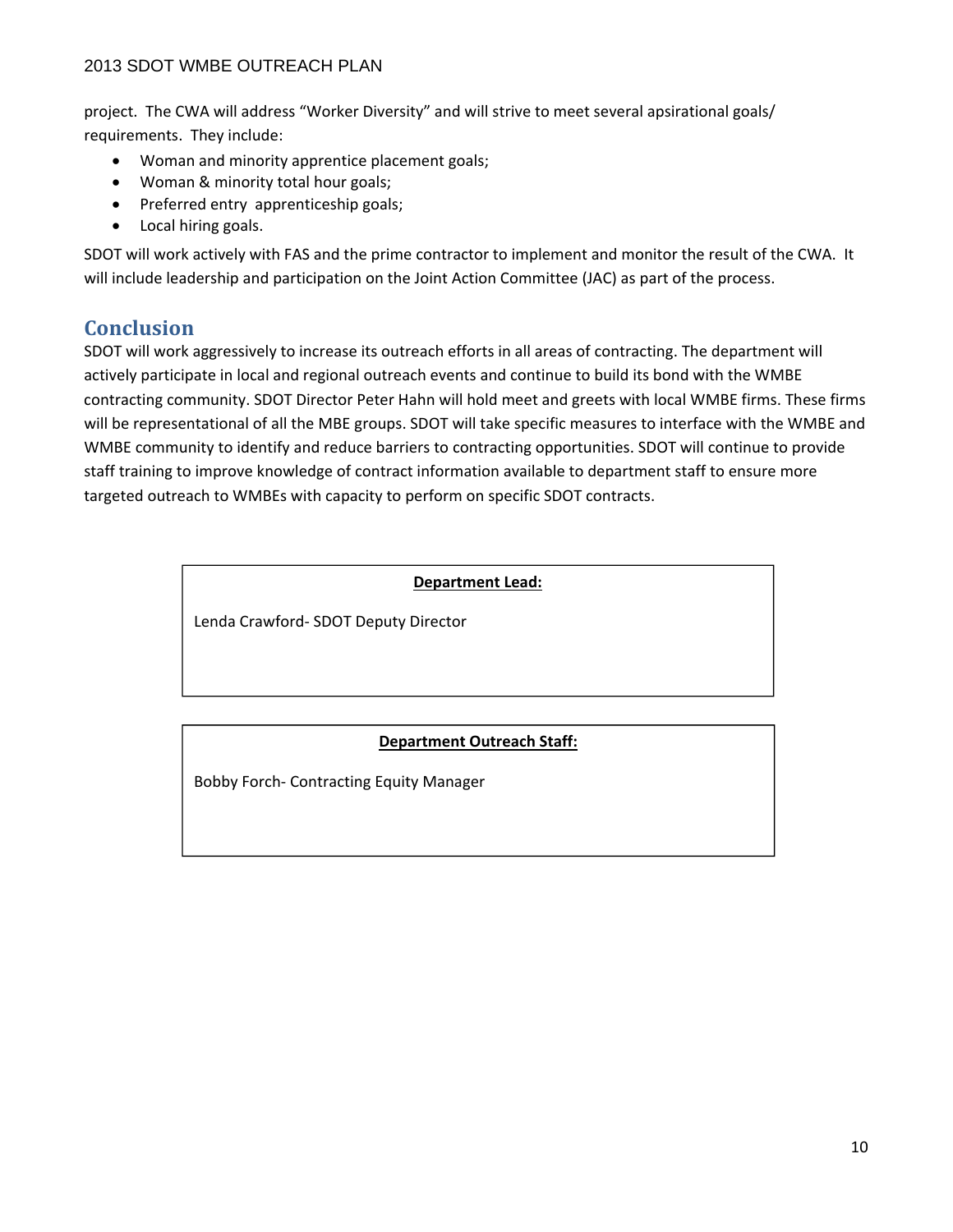project. The CWA will address "Worker Diversity" and will strive to meet several apsirational goals/ requirements. They include:

- Woman and minority apprentice placement goals;
- Woman & minority total hour goals;
- Preferred entry apprenticeship goals;
- Local hiring goals.

SDOT will work actively with FAS and the prime contractor to implement and monitor the result of the CWA. It will include leadership and participation on the Joint Action Committee (JAC) as part of the process.

## Conclusion

SDOT will work aggressively to increase its outreach efforts in all areas of contracting. The department will actively participate in local and regional outreach events and continue to build its bond with the WMBE contracting community. SDOT Director Peter Hahn will hold meet and greets with local WMBE firms. These firms will be representational of all the MBE groups. SDOT will take specific measures to interface with the WMBE and WMBE community to identify and reduce barriers to contracting opportunities. SDOT will continue to provide staff training to improve knowledge of contract information available to department staff to ensure more targeted outreach to WMBEs with capacity to perform on specific SDOT contracts.

**Department Lead:**

Lenda Crawford- SDOT Deputy Director

**Department Outreach Staff:**

Bobby Forch- Contracting Equity Manager